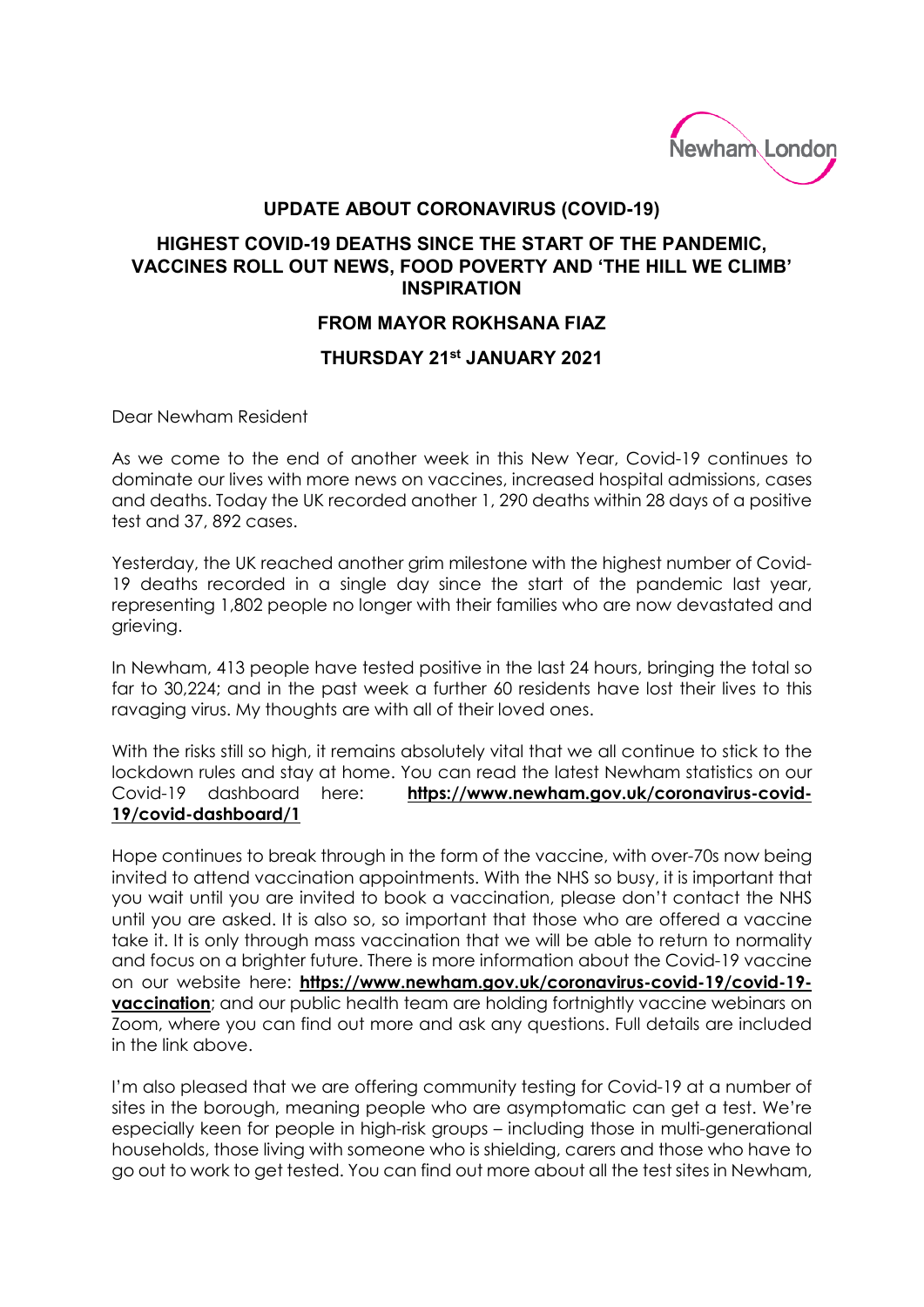## UPDATE ABOUT CORONAVIRUS (COVID-19)

### HIGHEST COVID-19 DEATHS SINCE THE START OF THE PANDEMIC, VACCINES ROLL OUT NEWS, FOOD POVERTY AND 'THE HILL WE CLIMB' INSPIRATION

### FROM MAYOR ROKHSANA FIAZ

### THURSDAY 21st JANUARY 2021

Dear Newham Resident

As we come to the end of another week in this New Year, Covid-19 continues to dominate our lives with more news on vaccines, increased hospital admissions, cases and deaths. Today the UK recorded another 1, 290 deaths within 28 days of a positive test and 37, 892 cases.

Yesterday, the UK reached another grim milestone with the highest number of Covid-19 deaths recorded in a single day since the start of the pandemic last year, representing 1,802 people no longer with their families who are now devastated and grieving.

In Newham, 413 people have tested positive in the last 24 hours, bringing the total so far to 30,224; and in the past week a further 60 residents have lost their lives to this ravaging virus. My thoughts are with all of their loved ones.

With the risks still so high, it remains absolutely vital that we all continue to stick to the lockdown rules and stay at home. You can read the latest Newham statistics on our Covid-19 dashboard here: **https://www.newham.gov.uk/coronavirus-covid-19/covid-dashboard/1**

Hope continues to break through in the form of the vaccine, with over-70s now being invited to attend vaccination appointments. With the NHS so busy, it is important that you wait until you are invited to book a vaccination, please don't contact the NHS until you are asked. It is also so, so important that those who are offered a vaccine take it. It is only through mass vaccination that we will be able to return to normality and focus on a brighter future. There is more information about the Covid-19 vaccine on our website here: **https://www.newham.gov.uk/coronavirus-covid-19/covid-19-vaccination**; and our public health team are holding fortnightly vaccine webinars on Zoom, where you can find out more and ask any questions. Full details are included in the link above.

I'm also pleased that we are offering community testing for Covid-19 at a number of sites in the borough, meaning people who are asymptomatic can get a test. We're especially keen for people in high-risk groups – including those in multi-generational households, those living with someone who is shielding, carers and those who have to go out to work to get tested. You can find out more about all the test sites in Newham,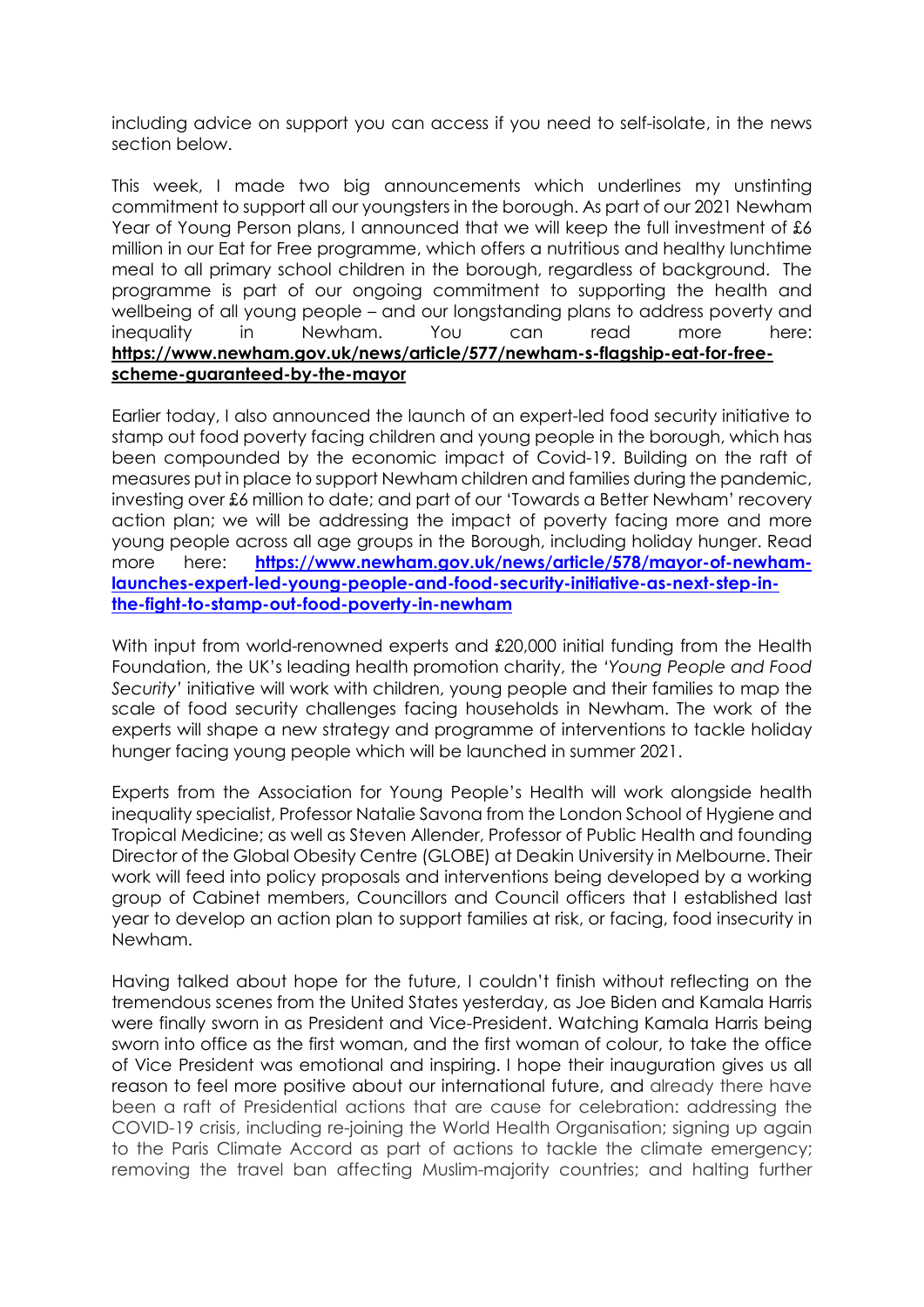including advice on support you can access if you need to self-isolate, in the news section below.

This week, I made two big announcements which underlines my unstinting commitment to support all our youngsters in the borough. As part of our 2021 Newham Year of Young Person plans, I announced that we will keep the full investment of £6 million in our Eat for Free programme, which offers a nutritious and healthy lunchtime meal to all primary school children in the borough, regardless of background. The programme is part of our ongoing commitment to supporting the health and wellbeing of all young people – and our longstanding plans to address poverty and inequality in Newham. You can read more here: **[https://www.newham.gov.uk/news/article/577/newham-s-flagship-eat-for-free-scheme-guaranteed-by-the-mayor](https://www.newham.gov.uk/news/article/577/newham-s-flagship-eat-for-free-scheme-guaranteed-by-the-mayor)**

Earlier today, I also announced the launch of an expert-led food security initiative to stamp out food poverty facing children and young people in the borough, which has been compounded by the economic impact of Covid-19. Building on the raft of measures put in place to support Newham children and families during the pandemic, investing over £6 million to date; and part of our 'Towards a Better Newham' recovery action plan; we will be addressing the impact of poverty facing more and more young people across all age groups in the Borough, including holiday hunger. Read more here: **[https://www.newham.gov.uk/news/article/578/mayor-of-newham-launches-expert-led-young-people-and-food-security-initiative-as-next-step-in-the-fight-to-stamp-out-food-poverty-in-newham](https://www.newham.gov.uk/news/article/578/mayor-of-newham-launches-expert-led-young-people-and-food-security-initiative-as-next-step-in-the-fight-to-stamp-out-food-poverty-in-newham)**

With input from world-renowned experts and £20,000 initial funding from the Health Foundation, the UK's leading health promotion charity, the *'Young People and Food Security'* initiative will work with children, young people and their families to map the scale of food security challenges facing households in Newham. The work of the experts will shape a new strategy and programme of interventions to tackle holiday hunger facing young people which will be launched in summer 2021.

Experts from the Association for Young People's Health will work alongside health inequality specialist, Professor Natalie Savona from the London School of Hygiene and Tropical Medicine; as well as Steven Allender, Professor of Public Health and founding Director of the Global Obesity Centre (GLOBE) at Deakin University in Melbourne. Their work will feed into policy proposals and interventions being developed by a working group of Cabinet members, Councillors and Council officers that I established last year to develop an action plan to support families at risk, or facing, food insecurity in Newham.

Having talked about hope for the future, I couldn't finish without reflecting on the tremendous scenes from the United States yesterday, as Joe Biden and Kamala Harris were finally sworn in as President and Vice-President. Watching Kamala Harris being sworn into office as the first woman, and the first woman of colour, to take the office of Vice President was emotional and inspiring. I hope their inauguration gives us all reason to feel more positive about our international future, and already there have been a raft of Presidential actions that are cause for celebration: addressing the COVID-19 crisis, including re-joining the World Health Organisation; signing up again to the Paris Climate Accord as part of actions to tackle the climate emergency; removing the travel ban affecting Muslim-majority countries; and halting further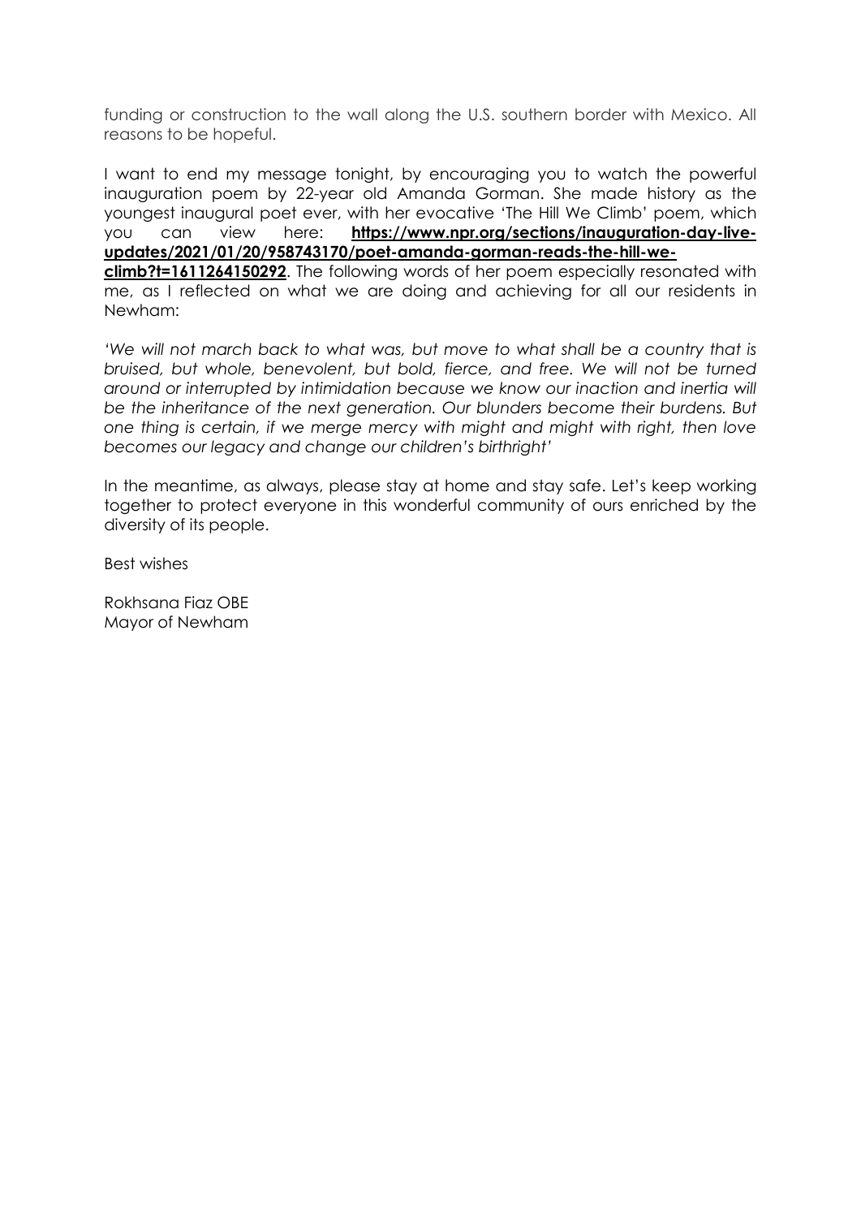funding or construction to the wall along the U.S. southern border with Mexico. All reasons to be hopeful.

I want to end my message tonight, by encouraging you to watch the powerful inauguration poem by 22-year old Amanda Gorman. She made history as the youngest inaugural poet ever, with her evocative 'The Hill We Climb' poem, which you can view here: **https://www.npr.org/sections/inauguration-day-live-updates/2021/01/20/958743170/poet-amanda-gorman-reads-the-hill-we-climb?t=1611264150292**. The following words of her poem especially resonated with me, as I reflected on what we are doing and achieving for all our residents in Newham:

*'We will not march back to what was, but move to what shall be a country that is bruised, but whole, benevolent, but bold, fierce, and free. We will not be turned around or interrupted by intimidation because we know our inaction and inertia will be the inheritance of the next generation. Our blunders become their burdens. But one thing is certain, if we merge mercy with might and might with right, then love becomes our legacy and change our children's birthright'*

In the meantime, as always, please stay at home and stay safe. Let's keep working together to protect everyone in this wonderful community of ours enriched by the diversity of its people.

Best wishes

Rokhsana Fiaz OBE
Mayor of Newham